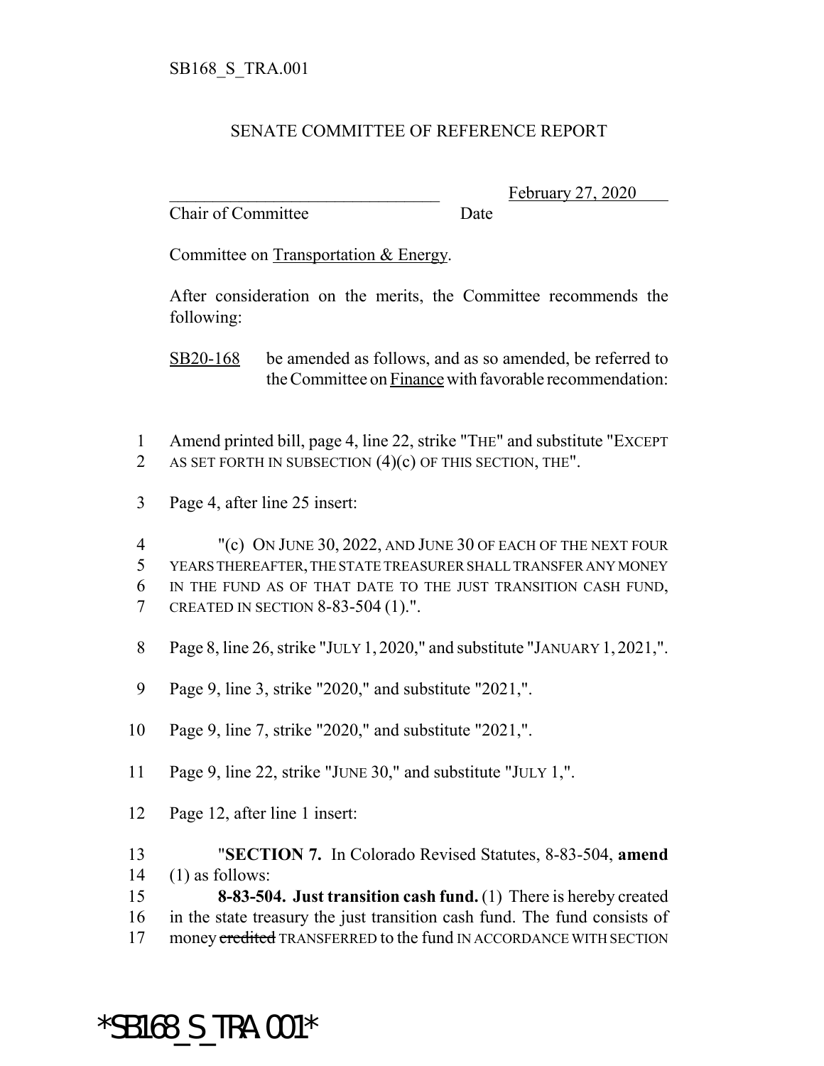SB168_S_TRA.001

SENATE COMMITTEE OF REFERENCE REPORT

________________________________ February 27, 2020
Chair of Committee Date

Committee on Transportation & Energy.

After consideration on the merits, the Committee recommends the following:

SB20-168 be amended as follows, and as so amended, be referred to the Committee on Finance with favorable recommendation:

1 Amend printed bill, page 4, line 22, strike "THE" and substitute "EXCEPT
2 AS SET FORTH IN SUBSECTION (4)(c) OF THIS SECTION, THE".

3 Page 4, after line 25 insert:

4 "(c) ON JUNE 30, 2022, AND JUNE 30 OF EACH OF THE NEXT FOUR
5 YEARS THEREAFTER, THE STATE TREASURER SHALL TRANSFER ANY MONEY
6 IN THE FUND AS OF THAT DATE TO THE JUST TRANSITION CASH FUND,
7 CREATED IN SECTION 8-83-504 (1).".

8 Page 8, line 26, strike "JULY 1, 2020," and substitute "JANUARY 1, 2021,".

9 Page 9, line 3, strike "2020," and substitute "2021,".

10 Page 9, line 7, strike "2020," and substitute "2021,".

11 Page 9, line 22, strike "JUNE 30," and substitute "JULY 1,".

12 Page 12, after line 1 insert:

13 "**SECTION 7.** In Colorado Revised Statutes, 8-83-504, **amend**
14 (1) as follows:
15 **8-83-504. Just transition cash fund.** (1) There is hereby created
16 in the state treasury the just transition cash fund. The fund consists of
17 money ~~credited~~ TRANSFERRED to the fund IN ACCORDANCE WITH SECTION

*SB168_S_TRA.001*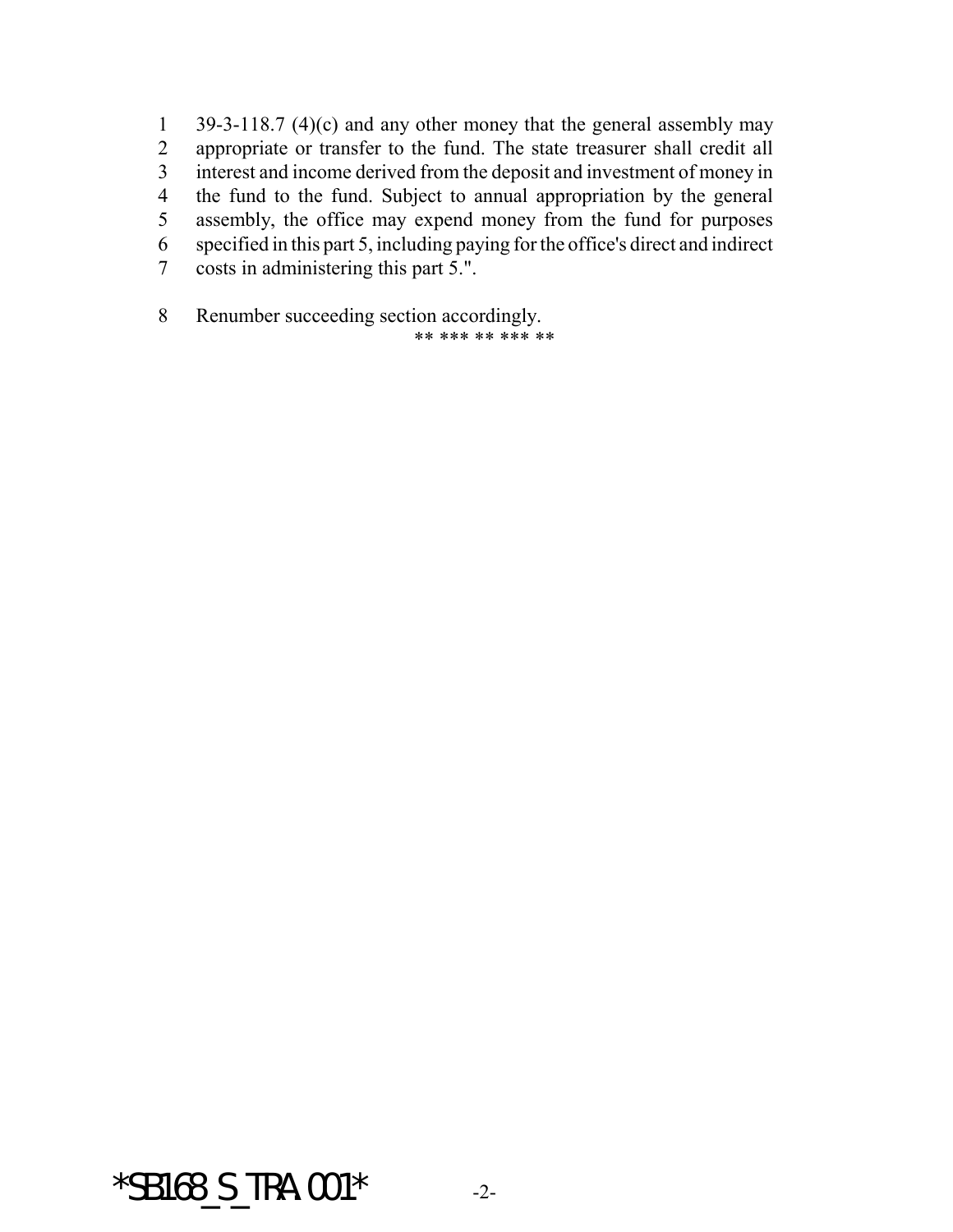39-3-118.7 (4)(c) and any other money that the general assembly may appropriate or transfer to the fund. The state treasurer shall credit all interest and income derived from the deposit and investment of money in the fund to the fund. Subject to annual appropriation by the general assembly, the office may expend money from the fund for purposes specified in this part 5, including paying for the office's direct and indirect costs in administering this part 5.".

Renumber succeeding section accordingly.

** *** ** *** **

*SB168_S_TRA.001*